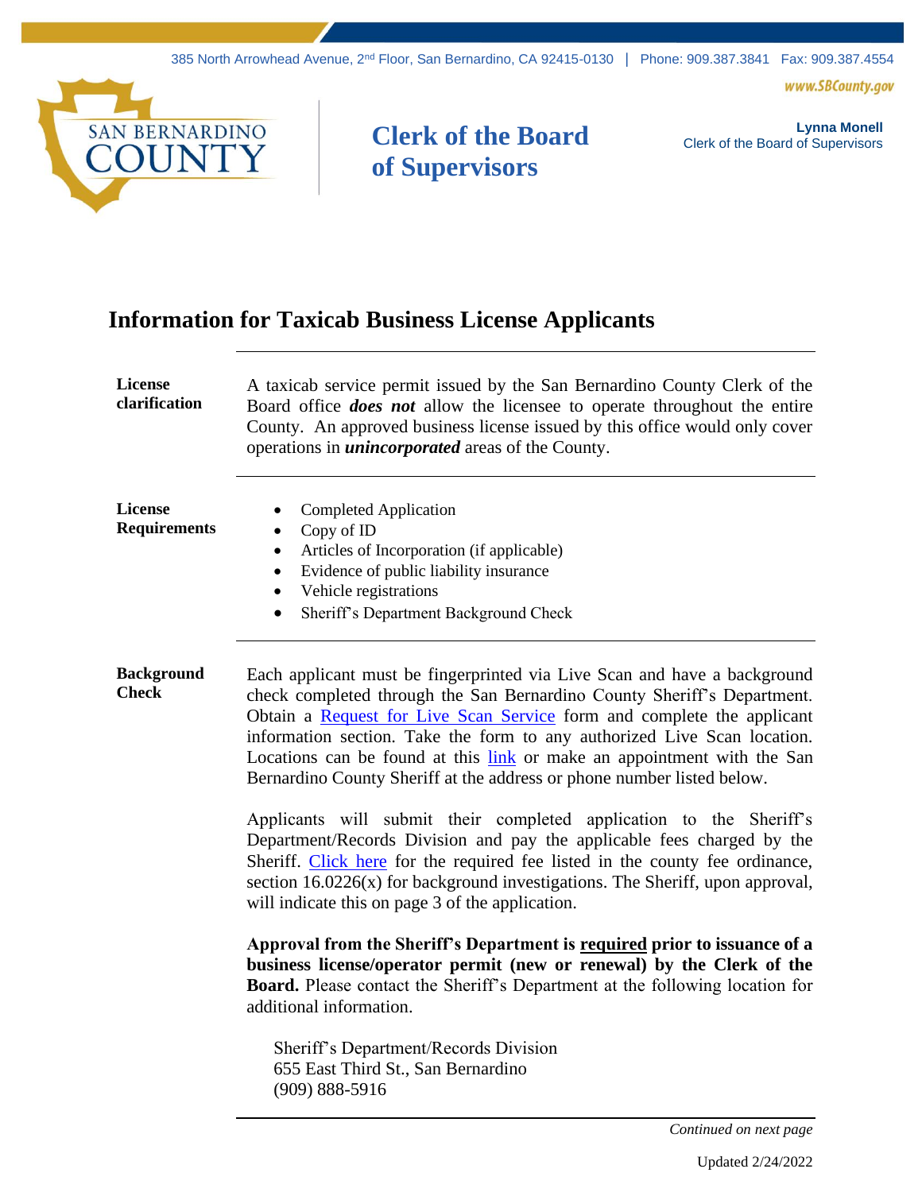385 North Arrowhead Avenue, 2nd Floor, San Bernardino, CA 92415-0130 | Phone: 909.387.3841 Fax: 909.387.4554

www.SBCounty.gov

SAN BERNARDINO COUNTY

**Clerk of the Board of Supervisors**

**Lynna Monell**
Clerk of the Board of Supervisors

# Information for Taxicab Business License Applicants

---

**License clarification**

A taxicab service permit issued by the San Bernardino County Clerk of the Board office ***does not*** allow the licensee to operate throughout the entire County. An approved business license issued by this office would only cover operations in ***unincorporated*** areas of the County.

---

**License Requirements**

- Completed Application
- Copy of ID
- Articles of Incorporation (if applicable)
- Evidence of public liability insurance
- Vehicle registrations
- Sheriff's Department Background Check

---

**Background Check**

Each applicant must be fingerprinted via Live Scan and have a background check completed through the San Bernardino County Sheriff's Department. Obtain a Request for Live Scan Service form and complete the applicant information section. Take the form to any authorized Live Scan location. Locations can be found at this link or make an appointment with the San Bernardino County Sheriff at the address or phone number listed below.

Applicants will submit their completed application to the Sheriff's Department/Records Division and pay the applicable fees charged by the Sheriff. Click here for the required fee listed in the county fee ordinance, section 16.0226(x) for background investigations. The Sheriff, upon approval, will indicate this on page 3 of the application.

**Approval from the Sheriff's Department is <u>required</u> prior to issuance of a business license/operator permit (new or renewal) by the Clerk of the Board.** Please contact the Sheriff's Department at the following location for additional information.

Sheriff's Department/Records Division
655 East Third St., San Bernardino
(909) 888-5916

---

*Continued on next page*

Updated 2/24/2022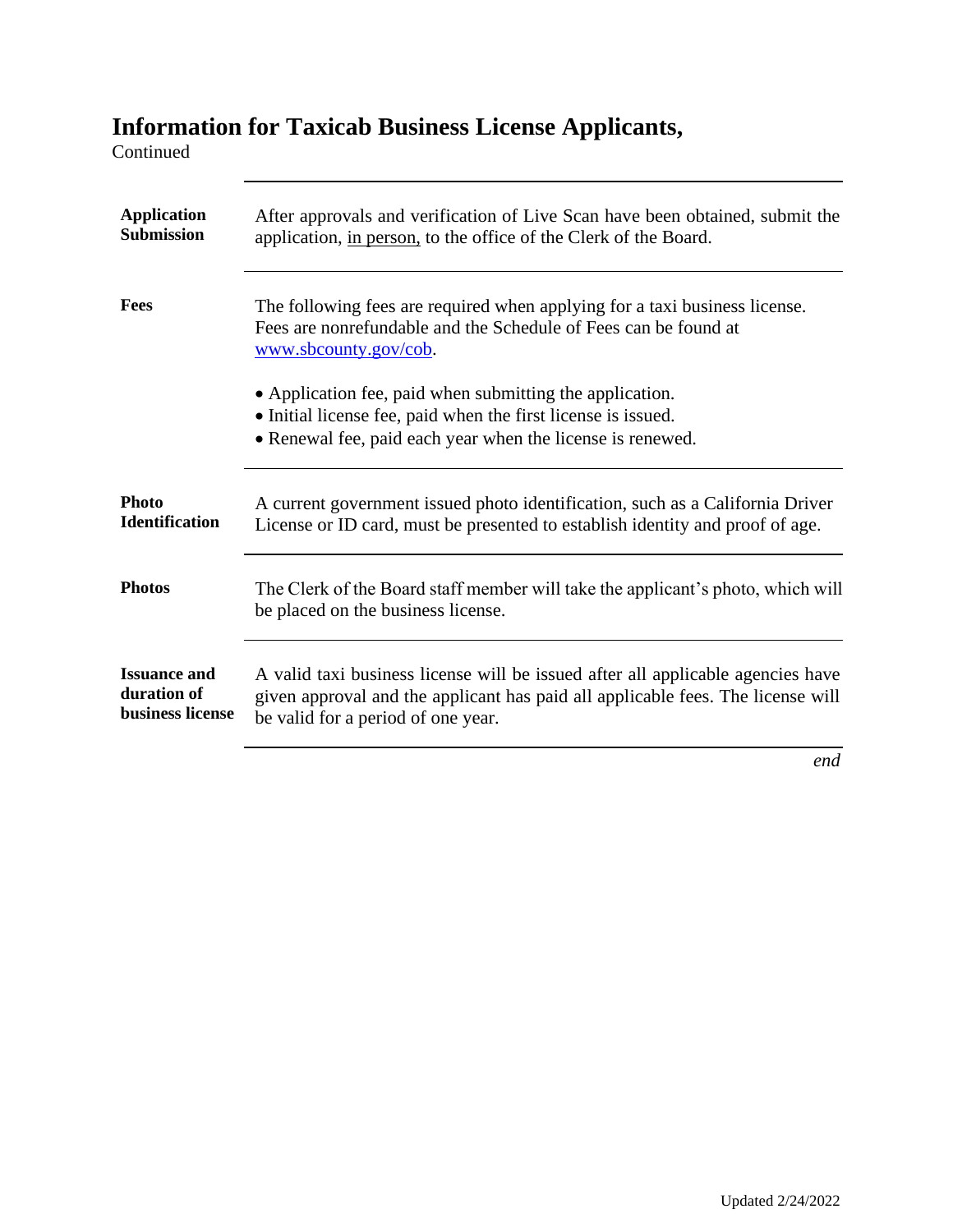# Information for Taxicab Business License Applicants,

Continued

| | |
|---|---|
| **Application Submission** | After approvals and verification of Live Scan have been obtained, submit the application, in person, to the office of the Clerk of the Board. |
| **Fees** | The following fees are required when applying for a taxi business license. Fees are nonrefundable and the Schedule of Fees can be found at www.sbcounty.gov/cob.<br><br>• Application fee, paid when submitting the application.<br>• Initial license fee, paid when the first license is issued.<br>• Renewal fee, paid each year when the license is renewed. |
| **Photo Identification** | A current government issued photo identification, such as a California Driver License or ID card, must be presented to establish identity and proof of age. |
| **Photos** | The Clerk of the Board staff member will take the applicant's photo, which will be placed on the business license. |
| **Issuance and duration of business license** | A valid taxi business license will be issued after all applicable agencies have given approval and the applicant has paid all applicable fees. The license will be valid for a period of one year. |

*end*

Updated 2/24/2022